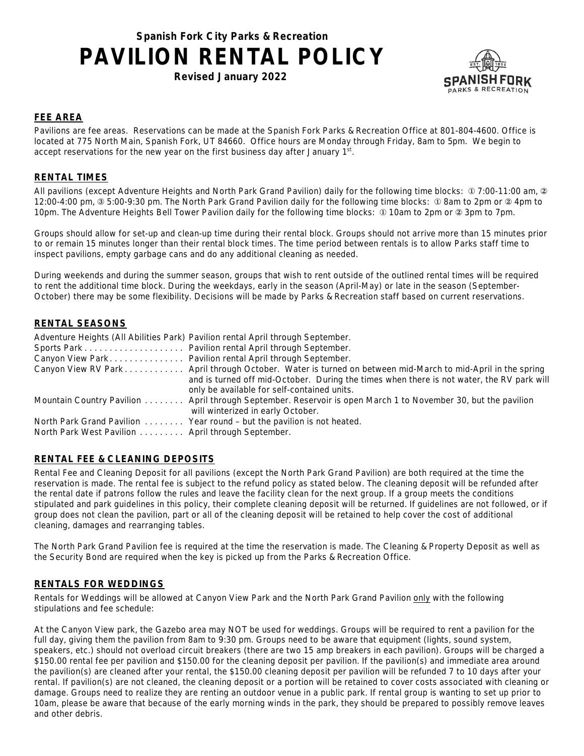**Spanish Fork City Parks & Recreation**

# PAVILION RENTAL POLICY

**Revised January 2022**

## FEE AREA

Pavilions are fee areas. Reservations can be made at the Spanish Fork Parks & Recreation Office at 801-804-4600. Office is located at 775 North Main, Spanish Fork, UT 84660. Office hours are Monday through Friday, 8am to 5pm. We begin to accept reservations for the new year on the first business day after January 1st.

## RENTAL TIMES

All pavilions (except Adventure Heights and North Park Grand Pavilion) daily for the following time blocks: ① 7:00-11:00 am, ② 12:00-4:00 pm, ③ 5:00-9:30 pm. The North Park Grand Pavilion daily for the following time blocks: ① 8am to 2pm or ② 4pm to 10pm. The Adventure Heights Bell Tower Pavilion daily for the following time blocks: ① 10am to 2pm or ② 3pm to 7pm.

Groups should allow for set-up and clean-up time during their rental block. Groups should not arrive more than 15 minutes prior to or remain 15 minutes longer than their rental block times. The time period between rentals is to allow Parks staff time to inspect pavilions, empty garbage cans and do any additional cleaning as needed.

During weekends and during the summer season, groups that wish to rent outside of the outlined rental times will be required to rent the additional time block. During the weekdays, early in the season (April-May) or late in the season (September-October) there may be some flexibility. Decisions will be made by Parks & Recreation staff based on current reservations.

## RENTAL SEASONS

| | |
|---|---|
| Adventure Heights (All Abilities Park) | Pavilion rental April through September. |
| Sports Park | Pavilion rental April through September. |
| Canyon View Park | Pavilion rental April through September. |
| Canyon View RV Park | April through October. Water is turned on between mid-March to mid-April in the spring and is turned off mid-October. During the times when there is not water, the RV park will only be available for self-contained units. |
| Mountain Country Pavilion | April through September. Reservoir is open March 1 to November 30, but the pavilion will winterized in early October. |
| North Park Grand Pavilion | Year round – but the pavilion is not heated. |
| North Park West Pavilion | April through September. |

## RENTAL FEE & CLEANING DEPOSITS

Rental Fee and Cleaning Deposit for all pavilions (except the North Park Grand Pavilion) are both required at the time the reservation is made. The rental fee is subject to the refund policy as stated below. The cleaning deposit will be refunded after the rental date if patrons follow the rules and leave the facility clean for the next group. If a group meets the conditions stipulated and park guidelines in this policy, their complete cleaning deposit will be returned. If guidelines are not followed, or if group does not clean the pavilion, part or all of the cleaning deposit will be retained to help cover the cost of additional cleaning, damages and rearranging tables.

The North Park Grand Pavilion fee is required at the time the reservation is made. The Cleaning & Property Deposit as well as the Security Bond are required when the key is picked up from the Parks & Recreation Office.

## RENTALS FOR WEDDINGS

Rentals for Weddings will be allowed at Canyon View Park and the North Park Grand Pavilion only with the following stipulations and fee schedule:

At the Canyon View park, the Gazebo area may NOT be used for weddings. Groups will be required to rent a pavilion for the full day, giving them the pavilion from 8am to 9:30 pm. Groups need to be aware that equipment (lights, sound system, speakers, etc.) should not overload circuit breakers (there are two 15 amp breakers in each pavilion). Groups will be charged a $150.00 rental fee per pavilion and $150.00 for the cleaning deposit per pavilion. If the pavilion(s) and immediate area around the pavilion(s) are cleaned after your rental, the $150.00 cleaning deposit per pavilion will be refunded 7 to 10 days after your rental. If pavilion(s) are not cleaned, the cleaning deposit or a portion will be retained to cover costs associated with cleaning or damage. Groups need to realize they are renting an outdoor venue in a public park. If rental group is wanting to set up prior to 10am, please be aware that because of the early morning winds in the park, they should be prepared to possibly remove leaves and other debris.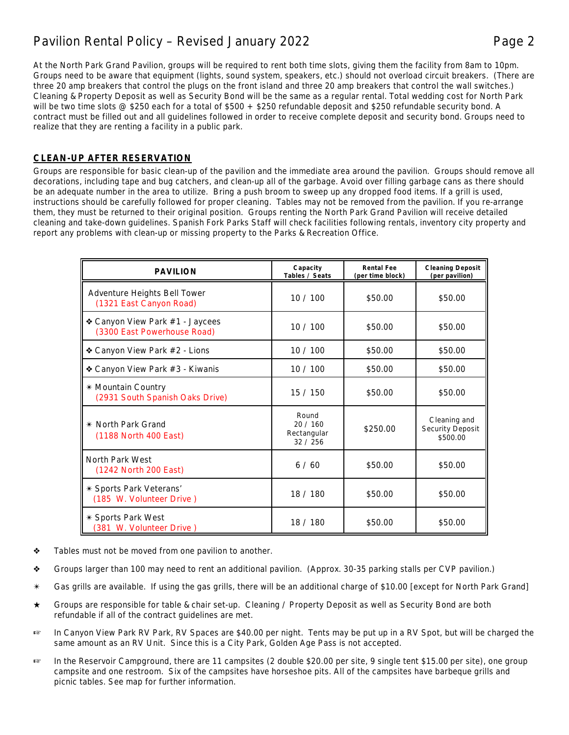At the North Park Grand Pavilion, groups will be required to rent both time slots, giving them the facility from 8am to 10pm. Groups need to be aware that equipment (lights, sound system, speakers, etc.) should not overload circuit breakers. (There are three 20 amp breakers that control the plugs on the front island and three 20 amp breakers that control the wall switches.) Cleaning & Property Deposit as well as Security Bond will be the same as a regular rental. Total wedding cost for North Park will be two time slots @ $250 each for a total of $500 + $250 refundable deposit and $250 refundable security bond. A contract must be filled out and all guidelines followed in order to receive complete deposit and security bond. Groups need to realize that they are renting a facility in a public park.

## CLEAN-UP AFTER RESERVATION

Groups are responsible for basic clean-up of the pavilion and the immediate area around the pavilion. Groups should remove all decorations, including tape and bug catchers, and clean-up all of the garbage. Avoid over filling garbage cans as there should be an adequate number in the area to utilize. Bring a push broom to sweep up any dropped food items. If a grill is used, instructions should be carefully followed for proper cleaning. Tables may not be removed from the pavilion. If you re-arrange them, they must be returned to their original position. Groups renting the North Park Grand Pavilion will receive detailed cleaning and take-down guidelines. Spanish Fork Parks Staff will check facilities following rentals, inventory city property and report any problems with clean-up or missing property to the Parks & Recreation Office.

| PAVILION | Capacity Tables / Seats | Rental Fee (per time block) | Cleaning Deposit (per pavilion) |
|---|---|---|---|
| Adventure Heights Bell Tower (1321 East Canyon Road) | 10 / 100 | $50.00 | $50.00 |
| ❖ Canyon View Park #1 - Jaycees (3300 East Powerhouse Road) | 10 / 100 | $50.00 | $50.00 |
| ❖ Canyon View Park #2 - Lions | 10 / 100 | $50.00 | $50.00 |
| ❖ Canyon View Park #3 - Kiwanis | 10 / 100 | $50.00 | $50.00 |
| ✴ Mountain Country (2931 South Spanish Oaks Drive) | 15 / 150 | $50.00 | $50.00 |
| ✴ North Park Grand (1188 North 400 East) | Round 20 / 160 Rectangular 32 / 256 | $250.00 | Cleaning and Security Deposit $500.00 |
| North Park West (1242 North 200 East) | 6 / 60 | $50.00 | $50.00 |
| ✴ Sports Park Veterans' (185 W. Volunteer Drive ) | 18 / 180 | $50.00 | $50.00 |
| ✴ Sports Park West (381 W. Volunteer Drive ) | 18 / 180 | $50.00 | $50.00 |

- ❖ Tables must not be moved from one pavilion to another.
- ❖ Groups larger than 100 may need to rent an additional pavilion. (Approx. 30-35 parking stalls per CVP pavilion.)
- ✴ Gas grills are available. If using the gas grills, there will be an additional charge of $10.00 [except for North Park Grand]
- ★ Groups are responsible for table & chair set-up. Cleaning / Property Deposit as well as Security Bond are both refundable if all of the contract guidelines are met.
- ☞ In Canyon View Park RV Park, RV Spaces are $40.00 per night. Tents may be put up in a RV Spot, but will be charged the same amount as an RV Unit. Since this is a City Park, Golden Age Pass is not accepted.
- ☞ In the Reservoir Campground, there are 11 campsites (2 double $20.00 per site, 9 single tent $15.00 per site), one group campsite and one restroom. Six of the campsites have horseshoe pits. All of the campsites have barbeque grills and picnic tables. See map for further information.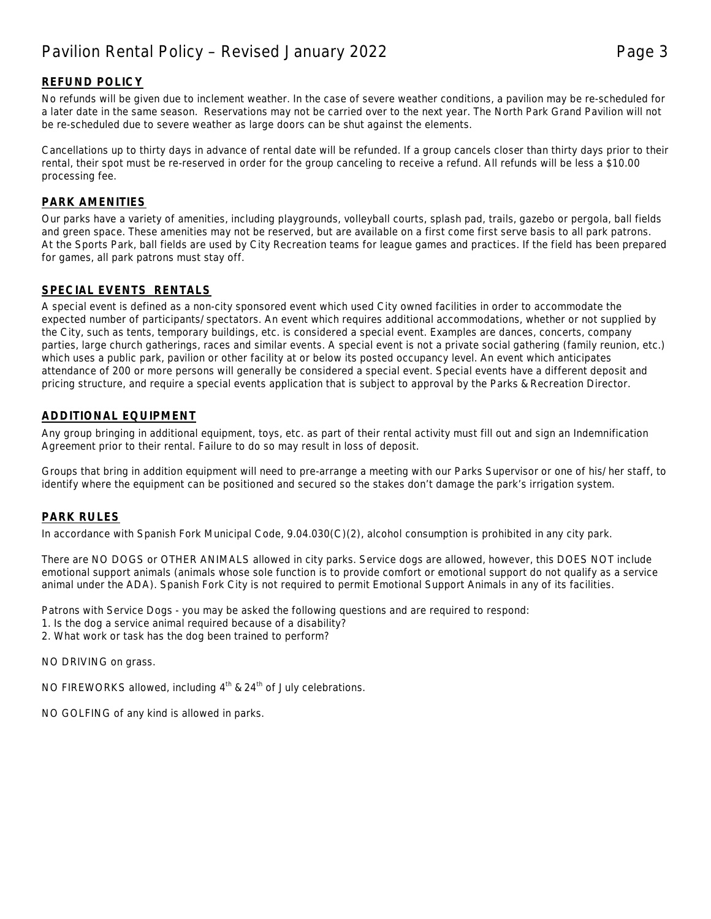## REFUND POLICY

No refunds will be given due to inclement weather. In the case of severe weather conditions, a pavilion may be re-scheduled for a later date in the same season. Reservations may not be carried over to the next year. The North Park Grand Pavilion will not be re-scheduled due to severe weather as large doors can be shut against the elements.

Cancellations up to thirty days in advance of rental date will be refunded. If a group cancels closer than thirty days prior to their rental, their spot must be re-reserved in order for the group canceling to receive a refund. All refunds will be less a $10.00 processing fee.

## PARK AMENITIES

Our parks have a variety of amenities, including playgrounds, volleyball courts, splash pad, trails, gazebo or pergola, ball fields and green space. These amenities may not be reserved, but are available on a first come first serve basis to all park patrons. At the Sports Park, ball fields are used by City Recreation teams for league games and practices. If the field has been prepared for games, all park patrons must stay off.

## SPECIAL EVENTS RENTALS

A special event is defined as a non-city sponsored event which used City owned facilities in order to accommodate the expected number of participants/spectators. An event which requires additional accommodations, whether or not supplied by the City, such as tents, temporary buildings, etc. is considered a special event. Examples are dances, concerts, company parties, large church gatherings, races and similar events. A special event is not a private social gathering (family reunion, etc.) which uses a public park, pavilion or other facility at or below its posted occupancy level. An event which anticipates attendance of 200 or more persons will generally be considered a special event. Special events have a different deposit and pricing structure, and require a special events application that is subject to approval by the Parks & Recreation Director.

## ADDITIONAL EQUIPMENT

Any group bringing in additional equipment, toys, etc. as part of their rental activity must fill out and sign an Indemnification Agreement prior to their rental. Failure to do so may result in loss of deposit.

Groups that bring in addition equipment will need to pre-arrange a meeting with our Parks Supervisor or one of his/her staff, to identify where the equipment can be positioned and secured so the stakes don't damage the park's irrigation system.

## PARK RULES

In accordance with Spanish Fork Municipal Code, 9.04.030(C)(2), alcohol consumption is prohibited in any city park.

There are NO DOGS or OTHER ANIMALS allowed in city parks. Service dogs are allowed, however, this DOES NOT include emotional support animals (animals whose sole function is to provide comfort or emotional support do not qualify as a service animal under the ADA). Spanish Fork City is not required to permit Emotional Support Animals in any of its facilities.

Patrons with Service Dogs - you may be asked the following questions and are required to respond:

1. Is the dog a service animal required because of a disability?
2. What work or task has the dog been trained to perform?

NO DRIVING on grass.

NO FIREWORKS allowed, including 4th & 24th of July celebrations.

NO GOLFING of any kind is allowed in parks.